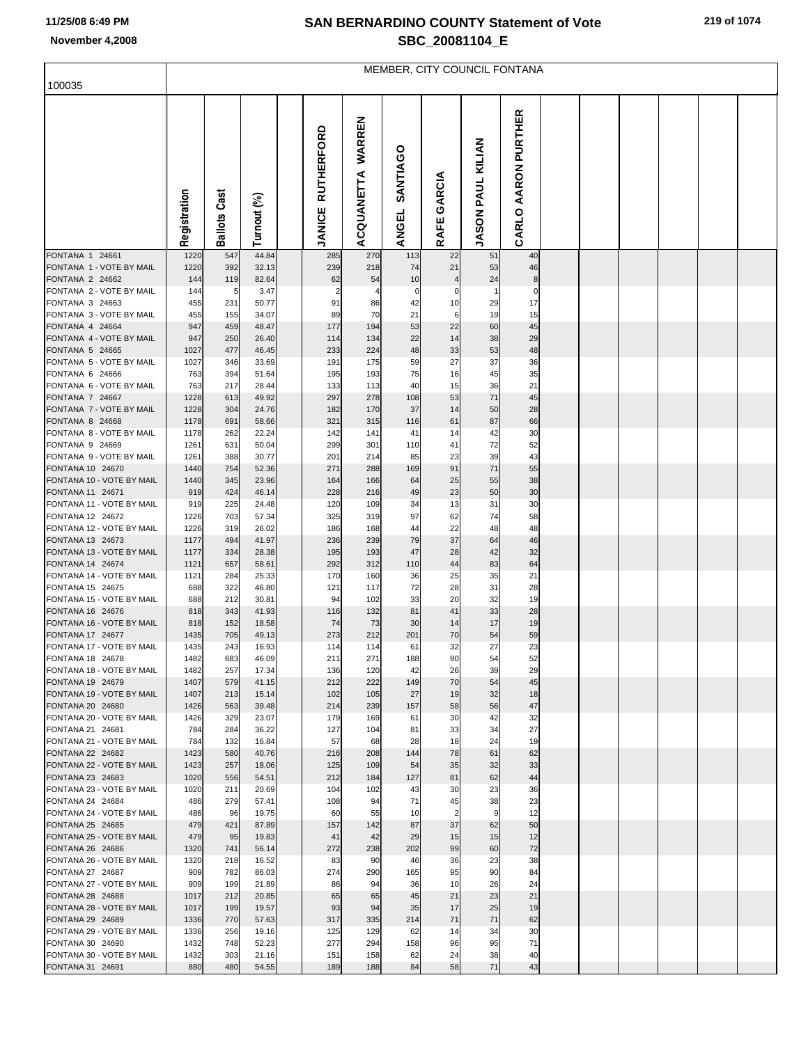# SAN BERNARDINO COUNTY Statement of Vote

## SBC_20081104_E

November 4,2008

100035

MEMBER, CITY COUNCIL FONTANA

| | Registration | Ballots Cast | Turnout (%) | | JANICE RUTHERFORD | ACQUANETTA WARREN | ANGEL SANTIAGO | RAFE GARCIA | JASON PAUL KILIAN | CARLO AARON PURTHER |
|---|---|---|---|---|---|---|---|---|---|---|
| FONTANA 1 24661 | 1220 | 547 | 44.84 | | 285 | 270 | 113 | 22 | 51 | 40 |
| FONTANA 1 - VOTE BY MAIL | 1220 | 392 | 32.13 | | 239 | 218 | 74 | 21 | 53 | 46 |
| FONTANA 2 24662 | 144 | 119 | 82.64 | | 62 | 54 | 10 | 4 | 24 | 8 |
| FONTANA 2 - VOTE BY MAIL | 144 | 5 | 3.47 | | 2 | 4 | 0 | 0 | 1 | 0 |
| FONTANA 3 24663 | 455 | 231 | 50.77 | | 91 | 86 | 42 | 10 | 29 | 17 |
| FONTANA 3 - VOTE BY MAIL | 455 | 155 | 34.07 | | 89 | 70 | 21 | 6 | 19 | 15 |
| FONTANA 4 24664 | 947 | 459 | 48.47 | | 177 | 194 | 53 | 22 | 60 | 45 |
| FONTANA 4 - VOTE BY MAIL | 947 | 250 | 26.40 | | 114 | 134 | 22 | 14 | 38 | 29 |
| FONTANA 5 24665 | 1027 | 477 | 46.45 | | 233 | 224 | 48 | 33 | 53 | 48 |
| FONTANA 5 - VOTE BY MAIL | 1027 | 346 | 33.69 | | 191 | 175 | 59 | 27 | 37 | 36 |
| FONTANA 6 24666 | 763 | 394 | 51.64 | | 195 | 193 | 75 | 16 | 45 | 35 |
| FONTANA 6 - VOTE BY MAIL | 763 | 217 | 28.44 | | 133 | 113 | 40 | 15 | 36 | 21 |
| FONTANA 7 24667 | 1228 | 613 | 49.92 | | 297 | 278 | 108 | 53 | 71 | 45 |
| FONTANA 7 - VOTE BY MAIL | 1228 | 304 | 24.76 | | 182 | 170 | 37 | 14 | 50 | 28 |
| FONTANA 8 24668 | 1178 | 691 | 58.66 | | 321 | 315 | 116 | 61 | 87 | 66 |
| FONTANA 8 - VOTE BY MAIL | 1178 | 262 | 22.24 | | 142 | 141 | 41 | 14 | 42 | 30 |
| FONTANA 9 24669 | 1261 | 631 | 50.04 | | 299 | 301 | 110 | 41 | 72 | 52 |
| FONTANA 9 - VOTE BY MAIL | 1261 | 388 | 30.77 | | 201 | 214 | 85 | 23 | 39 | 43 |
| FONTANA 10 24670 | 1440 | 754 | 52.36 | | 271 | 288 | 169 | 91 | 71 | 55 |
| FONTANA 10 - VOTE BY MAIL | 1440 | 345 | 23.96 | | 164 | 166 | 64 | 25 | 55 | 38 |
| FONTANA 11 24671 | 919 | 424 | 46.14 | | 228 | 216 | 49 | 23 | 50 | 30 |
| FONTANA 11 - VOTE BY MAIL | 919 | 225 | 24.48 | | 120 | 109 | 34 | 13 | 31 | 30 |
| FONTANA 12 24672 | 1226 | 703 | 57.34 | | 325 | 319 | 97 | 62 | 74 | 58 |
| FONTANA 12 - VOTE BY MAIL | 1226 | 319 | 26.02 | | 186 | 168 | 44 | 22 | 48 | 48 |
| FONTANA 13 24673 | 1177 | 494 | 41.97 | | 236 | 239 | 79 | 37 | 64 | 46 |
| FONTANA 13 - VOTE BY MAIL | 1177 | 334 | 28.38 | | 195 | 193 | 47 | 28 | 42 | 32 |
| FONTANA 14 24674 | 1121 | 657 | 58.61 | | 292 | 312 | 110 | 44 | 83 | 64 |
| FONTANA 14 - VOTE BY MAIL | 1121 | 284 | 25.33 | | 170 | 160 | 36 | 25 | 35 | 21 |
| FONTANA 15 24675 | 688 | 322 | 46.80 | | 121 | 117 | 72 | 28 | 31 | 28 |
| FONTANA 15 - VOTE BY MAIL | 688 | 212 | 30.81 | | 94 | 102 | 33 | 20 | 32 | 19 |
| FONTANA 16 24676 | 818 | 343 | 41.93 | | 116 | 132 | 81 | 41 | 33 | 28 |
| FONTANA 16 - VOTE BY MAIL | 818 | 152 | 18.58 | | 74 | 73 | 30 | 14 | 17 | 19 |
| FONTANA 17 24677 | 1435 | 705 | 49.13 | | 273 | 212 | 201 | 70 | 54 | 59 |
| FONTANA 17 - VOTE BY MAIL | 1435 | 243 | 16.93 | | 114 | 114 | 61 | 32 | 27 | 23 |
| FONTANA 18 24678 | 1482 | 683 | 46.09 | | 211 | 271 | 188 | 90 | 54 | 52 |
| FONTANA 18 - VOTE BY MAIL | 1482 | 257 | 17.34 | | 136 | 120 | 42 | 26 | 39 | 29 |
| FONTANA 19 24679 | 1407 | 579 | 41.15 | | 212 | 222 | 149 | 70 | 54 | 45 |
| FONTANA 19 - VOTE BY MAIL | 1407 | 213 | 15.14 | | 102 | 105 | 27 | 19 | 32 | 18 |
| FONTANA 20 24680 | 1426 | 563 | 39.48 | | 214 | 239 | 157 | 58 | 56 | 47 |
| FONTANA 20 - VOTE BY MAIL | 1426 | 329 | 23.07 | | 179 | 169 | 61 | 30 | 42 | 32 |
| FONTANA 21 24681 | 784 | 284 | 36.22 | | 127 | 104 | 81 | 33 | 34 | 27 |
| FONTANA 21 - VOTE BY MAIL | 784 | 132 | 16.84 | | 57 | 68 | 28 | 18 | 24 | 19 |
| FONTANA 22 24682 | 1423 | 580 | 40.76 | | 216 | 208 | 144 | 78 | 61 | 62 |
| FONTANA 22 - VOTE BY MAIL | 1423 | 257 | 18.06 | | 125 | 109 | 54 | 35 | 32 | 33 |
| FONTANA 23 24683 | 1020 | 556 | 54.51 | | 212 | 184 | 127 | 81 | 62 | 44 |
| FONTANA 23 - VOTE BY MAIL | 1020 | 211 | 20.69 | | 104 | 102 | 43 | 30 | 23 | 36 |
| FONTANA 24 24684 | 486 | 279 | 57.41 | | 108 | 94 | 71 | 45 | 38 | 23 |
| FONTANA 24 - VOTE BY MAIL | 486 | 96 | 19.75 | | 60 | 55 | 10 | 2 | 9 | 12 |
| FONTANA 25 24685 | 479 | 421 | 87.89 | | 157 | 142 | 87 | 37 | 62 | 50 |
| FONTANA 25 - VOTE BY MAIL | 479 | 95 | 19.83 | | 41 | 42 | 29 | 15 | 15 | 12 |
| FONTANA 26 24686 | 1320 | 741 | 56.14 | | 272 | 238 | 202 | 99 | 60 | 72 |
| FONTANA 26 - VOTE BY MAIL | 1320 | 218 | 16.52 | | 83 | 90 | 46 | 36 | 23 | 38 |
| FONTANA 27 24687 | 909 | 782 | 86.03 | | 274 | 290 | 165 | 95 | 90 | 84 |
| FONTANA 27 - VOTE BY MAIL | 909 | 199 | 21.89 | | 86 | 94 | 36 | 10 | 26 | 24 |
| FONTANA 28 24688 | 1017 | 212 | 20.85 | | 65 | 65 | 45 | 21 | 23 | 21 |
| FONTANA 28 - VOTE BY MAIL | 1017 | 199 | 19.57 | | 93 | 94 | 35 | 17 | 25 | 19 |
| FONTANA 29 24689 | 1336 | 770 | 57.63 | | 317 | 335 | 214 | 71 | 71 | 62 |
| FONTANA 29 - VOTE BY MAIL | 1336 | 256 | 19.16 | | 125 | 129 | 62 | 14 | 34 | 30 |
| FONTANA 30 24690 | 1432 | 748 | 52.23 | | 277 | 294 | 158 | 96 | 95 | 71 |
| FONTANA 30 - VOTE BY MAIL | 1432 | 303 | 21.16 | | 151 | 158 | 62 | 24 | 38 | 40 |
| FONTANA 31 24691 | 880 | 480 | 54.55 | | 189 | 188 | 84 | 58 | 71 | 43 |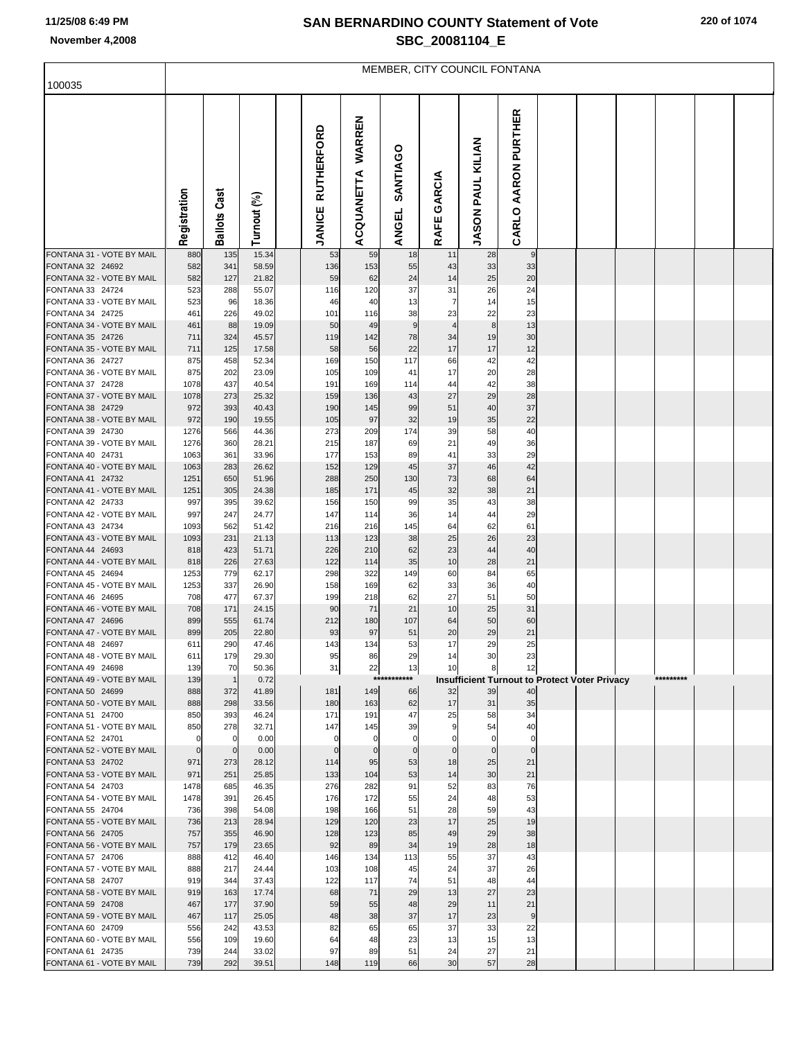# SAN BERNARDINO COUNTY Statement of Vote
## SBC_20081104_E

November 4,2008

MEMBER, CITY COUNCIL FONTANA

100035

| | Registration | Ballots Cast | Turnout (%) | JANICE RUTHERFORD | ACQUANETTA WARREN | ANGEL SANTIAGO | RAFE GARCIA | JASON PAUL KILIAN | CARLO AARON PURTHER |
|---|---|---|---|---|---|---|---|---|---|
| FONTANA 31 - VOTE BY MAIL | 880 | 135 | 15.34 | 53 | 59 | 18 | 11 | 28 | 9 |
| FONTANA 32 24692 | 582 | 341 | 58.59 | 136 | 153 | 55 | 43 | 33 | 33 |
| FONTANA 32 - VOTE BY MAIL | 582 | 127 | 21.82 | 59 | 62 | 24 | 14 | 25 | 20 |
| FONTANA 33 24724 | 523 | 288 | 55.07 | 116 | 120 | 37 | 31 | 26 | 24 |
| FONTANA 33 - VOTE BY MAIL | 523 | 96 | 18.36 | 46 | 40 | 13 | 7 | 14 | 15 |
| FONTANA 34 24725 | 461 | 226 | 49.02 | 101 | 116 | 38 | 23 | 22 | 23 |
| FONTANA 34 - VOTE BY MAIL | 461 | 88 | 19.09 | 50 | 49 | 9 | 4 | 8 | 13 |
| FONTANA 35 24726 | 711 | 324 | 45.57 | 119 | 142 | 78 | 34 | 19 | 30 |
| FONTANA 35 - VOTE BY MAIL | 711 | 125 | 17.58 | 58 | 56 | 22 | 17 | 17 | 12 |
| FONTANA 36 24727 | 875 | 458 | 52.34 | 169 | 150 | 117 | 66 | 42 | 42 |
| FONTANA 36 - VOTE BY MAIL | 875 | 202 | 23.09 | 105 | 109 | 41 | 17 | 20 | 28 |
| FONTANA 37 24728 | 1078 | 437 | 40.54 | 191 | 169 | 114 | 44 | 42 | 38 |
| FONTANA 37 - VOTE BY MAIL | 1078 | 273 | 25.32 | 159 | 136 | 43 | 27 | 29 | 28 |
| FONTANA 38 24729 | 972 | 393 | 40.43 | 190 | 145 | 99 | 51 | 40 | 37 |
| FONTANA 38 - VOTE BY MAIL | 972 | 190 | 19.55 | 105 | 97 | 32 | 19 | 35 | 22 |
| FONTANA 39 24730 | 1276 | 566 | 44.36 | 273 | 209 | 174 | 39 | 58 | 40 |
| FONTANA 39 - VOTE BY MAIL | 1276 | 360 | 28.21 | 215 | 187 | 69 | 21 | 49 | 36 |
| FONTANA 40 24731 | 1063 | 361 | 33.96 | 177 | 153 | 89 | 41 | 33 | 29 |
| FONTANA 40 - VOTE BY MAIL | 1063 | 283 | 26.62 | 152 | 129 | 45 | 37 | 46 | 42 |
| FONTANA 41 24732 | 1251 | 650 | 51.96 | 288 | 250 | 130 | 73 | 68 | 64 |
| FONTANA 41 - VOTE BY MAIL | 1251 | 305 | 24.38 | 185 | 171 | 45 | 32 | 38 | 21 |
| FONTANA 42 24733 | 997 | 395 | 39.62 | 156 | 150 | 99 | 35 | 43 | 38 |
| FONTANA 42 - VOTE BY MAIL | 997 | 247 | 24.77 | 147 | 114 | 36 | 14 | 44 | 29 |
| FONTANA 43 24734 | 1093 | 562 | 51.42 | 216 | 216 | 145 | 64 | 62 | 61 |
| FONTANA 43 - VOTE BY MAIL | 1093 | 231 | 21.13 | 113 | 123 | 38 | 25 | 26 | 23 |
| FONTANA 44 24693 | 818 | 423 | 51.71 | 226 | 210 | 62 | 23 | 44 | 40 |
| FONTANA 44 - VOTE BY MAIL | 818 | 226 | 27.63 | 122 | 114 | 35 | 10 | 28 | 21 |
| FONTANA 45 24694 | 1253 | 779 | 62.17 | 298 | 322 | 149 | 60 | 84 | 65 |
| FONTANA 45 - VOTE BY MAIL | 1253 | 337 | 26.90 | 158 | 169 | 62 | 33 | 36 | 40 |
| FONTANA 46 24695 | 708 | 477 | 67.37 | 199 | 218 | 62 | 27 | 51 | 50 |
| FONTANA 46 - VOTE BY MAIL | 708 | 171 | 24.15 | 90 | 71 | 21 | 10 | 25 | 31 |
| FONTANA 47 24696 | 899 | 555 | 61.74 | 212 | 180 | 107 | 64 | 50 | 60 |
| FONTANA 47 - VOTE BY MAIL | 899 | 205 | 22.80 | 93 | 97 | 51 | 20 | 29 | 21 |
| FONTANA 48 24697 | 611 | 290 | 47.46 | 143 | 134 | 53 | 17 | 29 | 25 |
| FONTANA 48 - VOTE BY MAIL | 611 | 179 | 29.30 | 95 | 86 | 29 | 14 | 30 | 23 |
| FONTANA 49 24698 | 139 | 70 | 50.36 | 31 | 22 | 13 | 10 | 8 | 12 |
| FONTANA 49 - VOTE BY MAIL | 139 | 1 | 0.72 | | | *********** | **Insufficient Turnout to Protect Voter Privacy** | | ********* |
| FONTANA 50 24699 | 888 | 372 | 41.89 | 181 | 149 | 66 | 32 | 39 | 40 |
| FONTANA 50 - VOTE BY MAIL | 888 | 298 | 33.56 | 180 | 163 | 62 | 17 | 31 | 35 |
| FONTANA 51 24700 | 850 | 393 | 46.24 | 171 | 191 | 47 | 25 | 58 | 34 |
| FONTANA 51 - VOTE BY MAIL | 850 | 278 | 32.71 | 147 | 145 | 39 | 9 | 54 | 40 |
| FONTANA 52 24701 | 0 | 0 | 0.00 | 0 | 0 | 0 | 0 | 0 | 0 |
| FONTANA 52 - VOTE BY MAIL | 0 | 0 | 0.00 | 0 | 0 | 0 | 0 | 0 | 0 |
| FONTANA 53 24702 | 971 | 273 | 28.12 | 114 | 95 | 53 | 18 | 25 | 21 |
| FONTANA 53 - VOTE BY MAIL | 971 | 251 | 25.85 | 133 | 104 | 53 | 14 | 30 | 21 |
| FONTANA 54 24703 | 1478 | 685 | 46.35 | 276 | 282 | 91 | 52 | 83 | 76 |
| FONTANA 54 - VOTE BY MAIL | 1478 | 391 | 26.45 | 176 | 172 | 55 | 24 | 48 | 53 |
| FONTANA 55 24704 | 736 | 398 | 54.08 | 198 | 166 | 51 | 28 | 59 | 43 |
| FONTANA 55 - VOTE BY MAIL | 736 | 213 | 28.94 | 129 | 120 | 23 | 17 | 25 | 19 |
| FONTANA 56 24705 | 757 | 355 | 46.90 | 128 | 123 | 85 | 49 | 29 | 38 |
| FONTANA 56 - VOTE BY MAIL | 757 | 179 | 23.65 | 92 | 89 | 34 | 19 | 28 | 18 |
| FONTANA 57 24706 | 888 | 412 | 46.40 | 146 | 134 | 113 | 55 | 37 | 43 |
| FONTANA 57 - VOTE BY MAIL | 888 | 217 | 24.44 | 103 | 108 | 45 | 24 | 37 | 26 |
| FONTANA 58 24707 | 919 | 344 | 37.43 | 122 | 117 | 74 | 51 | 48 | 44 |
| FONTANA 58 - VOTE BY MAIL | 919 | 163 | 17.74 | 68 | 71 | 29 | 13 | 27 | 23 |
| FONTANA 59 24708 | 467 | 177 | 37.90 | 59 | 55 | 48 | 29 | 11 | 21 |
| FONTANA 59 - VOTE BY MAIL | 467 | 117 | 25.05 | 48 | 38 | 37 | 17 | 23 | 9 |
| FONTANA 60 24709 | 556 | 242 | 43.53 | 82 | 65 | 65 | 37 | 33 | 22 |
| FONTANA 60 - VOTE BY MAIL | 556 | 109 | 19.60 | 64 | 48 | 23 | 13 | 15 | 13 |
| FONTANA 61 24735 | 739 | 244 | 33.02 | 97 | 89 | 51 | 24 | 27 | 21 |
| FONTANA 61 - VOTE BY MAIL | 739 | 292 | 39.51 | 148 | 119 | 66 | 30 | 57 | 28 |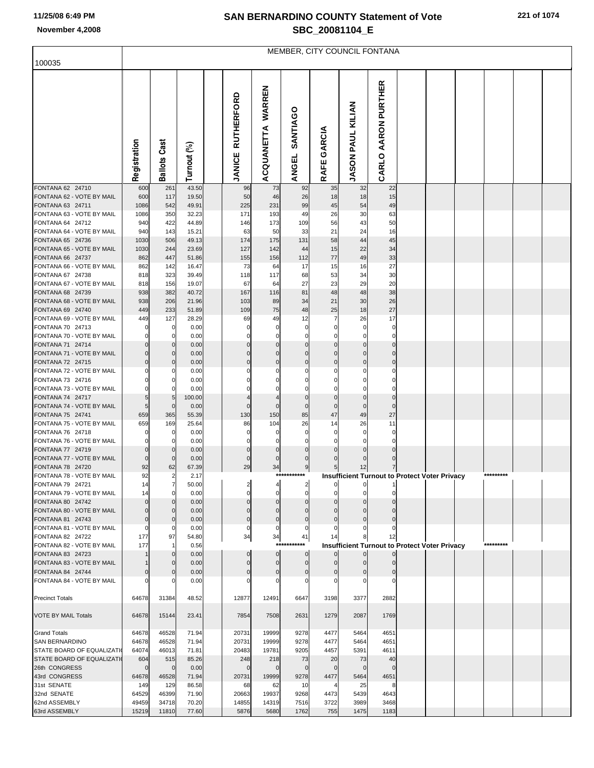# SAN BERNARDINO COUNTY Statement of Vote
## SBC_20081104_E

11/25/08 6:49 PM
November 4,2008

MEMBER, CITY COUNCIL FONTANA

100035

| | Registration | Ballots Cast | Turnout (%) | | JANICE RUTHERFORD | ACQUANETTA WARREN | ANGEL SANTIAGO | RAFE GARCIA | JASON PAUL KILIAN | CARLO AARON PURTHER |
|---|---|---|---|---|---|---|---|---|---|---|
| FONTANA 62 24710 | 600 | 261 | 43.50 | | 96 | 73 | 92 | 35 | 32 | 22 |
| FONTANA 62 - VOTE BY MAIL | 600 | 117 | 19.50 | | 50 | 46 | 26 | 18 | 18 | 15 |
| FONTANA 63 24711 | 1086 | 542 | 49.91 | | 225 | 231 | 99 | 45 | 54 | 49 |
| FONTANA 63 - VOTE BY MAIL | 1086 | 350 | 32.23 | | 171 | 193 | 49 | 26 | 30 | 63 |
| FONTANA 64 24712 | 940 | 422 | 44.89 | | 146 | 173 | 109 | 56 | 43 | 50 |
| FONTANA 64 - VOTE BY MAIL | 940 | 143 | 15.21 | | 63 | 50 | 33 | 21 | 24 | 16 |
| FONTANA 65 24736 | 1030 | 506 | 49.13 | | 174 | 175 | 131 | 58 | 44 | 45 |
| FONTANA 65 - VOTE BY MAIL | 1030 | 244 | 23.69 | | 127 | 142 | 44 | 15 | 22 | 34 |
| FONTANA 66 24737 | 862 | 447 | 51.86 | | 155 | 156 | 112 | 77 | 49 | 33 |
| FONTANA 66 - VOTE BY MAIL | 862 | 142 | 16.47 | | 73 | 64 | 17 | 15 | 16 | 27 |
| FONTANA 67 24738 | 818 | 323 | 39.49 | | 118 | 117 | 68 | 53 | 34 | 30 |
| FONTANA 67 - VOTE BY MAIL | 818 | 156 | 19.07 | | 67 | 64 | 27 | 23 | 29 | 20 |
| FONTANA 68 24739 | 938 | 382 | 40.72 | | 167 | 116 | 81 | 48 | 48 | 38 |
| FONTANA 68 - VOTE BY MAIL | 938 | 206 | 21.96 | | 103 | 89 | 34 | 21 | 30 | 26 |
| FONTANA 69 24740 | 449 | 233 | 51.89 | | 109 | 75 | 48 | 25 | 18 | 27 |
| FONTANA 69 - VOTE BY MAIL | 449 | 127 | 28.29 | | 69 | 49 | 12 | 7 | 26 | 17 |
| FONTANA 70 24713 | 0 | 0 | 0.00 | | 0 | 0 | 0 | 0 | 0 | 0 |
| FONTANA 70 - VOTE BY MAIL | 0 | 0 | 0.00 | | 0 | 0 | 0 | 0 | 0 | 0 |
| FONTANA 71 24714 | 0 | 0 | 0.00 | | 0 | 0 | 0 | 0 | 0 | 0 |
| FONTANA 71 - VOTE BY MAIL | 0 | 0 | 0.00 | | 0 | 0 | 0 | 0 | 0 | 0 |
| FONTANA 72 24715 | 0 | 0 | 0.00 | | 0 | 0 | 0 | 0 | 0 | 0 |
| FONTANA 72 - VOTE BY MAIL | 0 | 0 | 0.00 | | 0 | 0 | 0 | 0 | 0 | 0 |
| FONTANA 73 24716 | 0 | 0 | 0.00 | | 0 | 0 | 0 | 0 | 0 | 0 |
| FONTANA 73 - VOTE BY MAIL | 0 | 0 | 0.00 | | 0 | 0 | 0 | 0 | 0 | 0 |
| FONTANA 74 24717 | 5 | 5 | 100.00 | | 4 | 4 | 0 | 0 | 0 | 0 |
| FONTANA 74 - VOTE BY MAIL | 5 | 0 | 0.00 | | 0 | 0 | 0 | 0 | 0 | 0 |
| FONTANA 75 24741 | 659 | 365 | 55.39 | | 130 | 150 | 85 | 47 | 49 | 27 |
| FONTANA 75 - VOTE BY MAIL | 659 | 169 | 25.64 | | 86 | 104 | 26 | 14 | 26 | 11 |
| FONTANA 76 24718 | 0 | 0 | 0.00 | | 0 | 0 | 0 | 0 | 0 | 0 |
| FONTANA 76 - VOTE BY MAIL | 0 | 0 | 0.00 | | 0 | 0 | 0 | 0 | 0 | 0 |
| FONTANA 77 24719 | 0 | 0 | 0.00 | | 0 | 0 | 0 | 0 | 0 | 0 |
| FONTANA 77 - VOTE BY MAIL | 0 | 0 | 0.00 | | 0 | 0 | 0 | 0 | 0 | 0 |
| FONTANA 78 24720 | 92 | 62 | 67.39 | | 29 | 34 | 9 | 5 | 12 | 7 |
| FONTANA 78 - VOTE BY MAIL | 92 | 2 | 2.17 | | | | *********** | Insufficient Turnout to Protect Voter Privacy | | ********* |
| FONTANA 79 24721 | 14 | 7 | 50.00 | | 2 | 4 | 2 | 0 | 0 | 1 |
| FONTANA 79 - VOTE BY MAIL | 14 | 0 | 0.00 | | 0 | 0 | 0 | 0 | 0 | 0 |
| FONTANA 80 24742 | 0 | 0 | 0.00 | | 0 | 0 | 0 | 0 | 0 | 0 |
| FONTANA 80 - VOTE BY MAIL | 0 | 0 | 0.00 | | 0 | 0 | 0 | 0 | 0 | 0 |
| FONTANA 81 24743 | 0 | 0 | 0.00 | | 0 | 0 | 0 | 0 | 0 | 0 |
| FONTANA 81 - VOTE BY MAIL | 0 | 0 | 0.00 | | 0 | 0 | 0 | 0 | 0 | 0 |
| FONTANA 82 24722 | 177 | 97 | 54.80 | | 34 | 34 | 41 | 14 | 8 | 12 |
| FONTANA 82 - VOTE BY MAIL | 177 | 1 | 0.56 | | | | *********** | Insufficient Turnout to Protect Voter Privacy | | ********* |
| FONTANA 83 24723 | 1 | 0 | 0.00 | | 0 | 0 | 0 | 0 | 0 | 0 |
| FONTANA 83 - VOTE BY MAIL | 1 | 0 | 0.00 | | 0 | 0 | 0 | 0 | 0 | 0 |
| FONTANA 84 24744 | 0 | 0 | 0.00 | | 0 | 0 | 0 | 0 | 0 | 0 |
| FONTANA 84 - VOTE BY MAIL | 0 | 0 | 0.00 | | 0 | 0 | 0 | 0 | 0 | 0 |
| Precinct Totals | 64678 | 31384 | 48.52 | | 12877 | 12491 | 6647 | 3198 | 3377 | 2882 |
| VOTE BY MAIL Totals | 64678 | 15144 | 23.41 | | 7854 | 7508 | 2631 | 1279 | 2087 | 1769 |
| Grand Totals | 64678 | 46528 | 71.94 | | 20731 | 19999 | 9278 | 4477 | 5464 | 4651 |
| SAN BERNARDINO | 64678 | 46528 | 71.94 | | 20731 | 19999 | 9278 | 4477 | 5464 | 4651 |
| STATE BOARD OF EQUALIZATI | 64074 | 46013 | 71.81 | | 20483 | 19781 | 9205 | 4457 | 5391 | 4611 |
| STATE BOARD OF EQUALIZATI | 604 | 515 | 85.26 | | 248 | 218 | 73 | 20 | 73 | 40 |
| 26th CONGRESS | 0 | 0 | 0.00 | | 0 | 0 | 0 | 0 | 0 | 0 |
| 43rd CONGRESS | 64678 | 46528 | 71.94 | | 20731 | 19999 | 9278 | 4477 | 5464 | 4651 |
| 31st SENATE | 149 | 129 | 86.58 | | 68 | 62 | 10 | 4 | 25 | 8 |
| 32nd SENATE | 64529 | 46399 | 71.90 | | 20663 | 19937 | 9268 | 4473 | 5439 | 4643 |
| 62nd ASSEMBLY | 49459 | 34718 | 70.20 | | 14855 | 14319 | 7516 | 3722 | 3989 | 3468 |
| 63rd ASSEMBLY | 15219 | 11810 | 77.60 | | 5876 | 5680 | 1762 | 755 | 1475 | 1183 |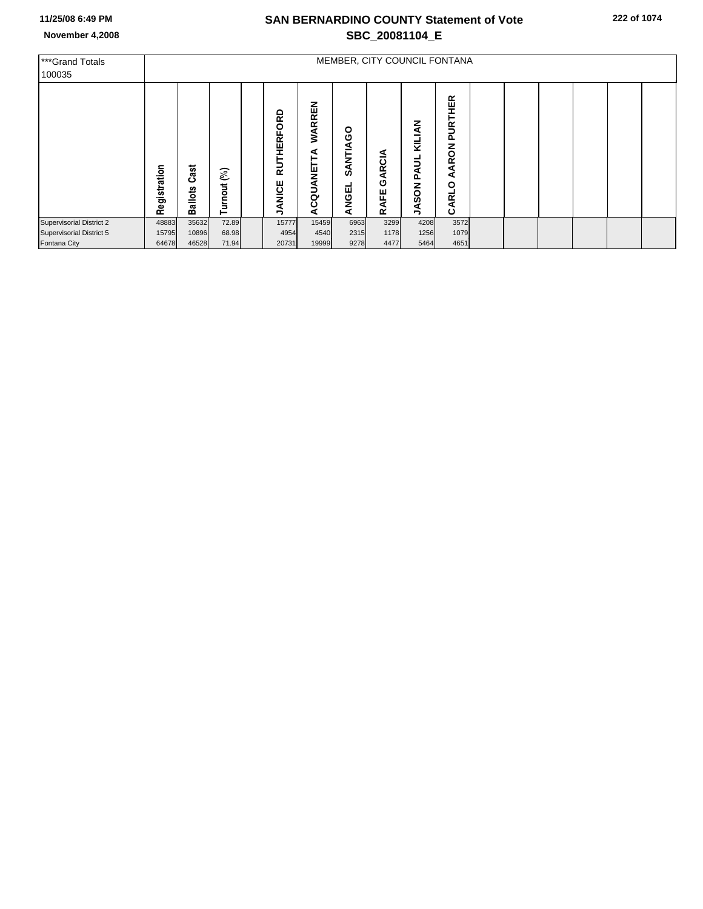# SAN BERNARDINO COUNTY Statement of Vote

## SBC_20081104_E

November 4,2008

| ***Grand Totals 100035 | MEMBER, CITY COUNCIL FONTANA | | | | | | | | | | | | | | | | |
|---|---|---|---|---|---|---|---|---|---|---|---|---|---|---|---|---|---|
| | Registration | Ballots Cast | Turnout (%) | | JANICE RUTHERFORD | ACQUANETTA WARREN | ANGEL SANTIAGO | RAFE GARCIA | JASON PAUL KILIAN | CARLO AARON PURTHER | | | | | | | |
| Supervisorial District 2 | 48883 | 35632 | 72.89 | | 15777 | 15459 | 6963 | 3299 | 4208 | 3572 | | | | | | | |
| Supervisorial District 5 | 15795 | 10896 | 68.98 | | 4954 | 4540 | 2315 | 1178 | 1256 | 1079 | | | | | | | |
| Fontana City | 64678 | 46528 | 71.94 | | 20731 | 19999 | 9278 | 4477 | 5464 | 4651 | | | | | | | |